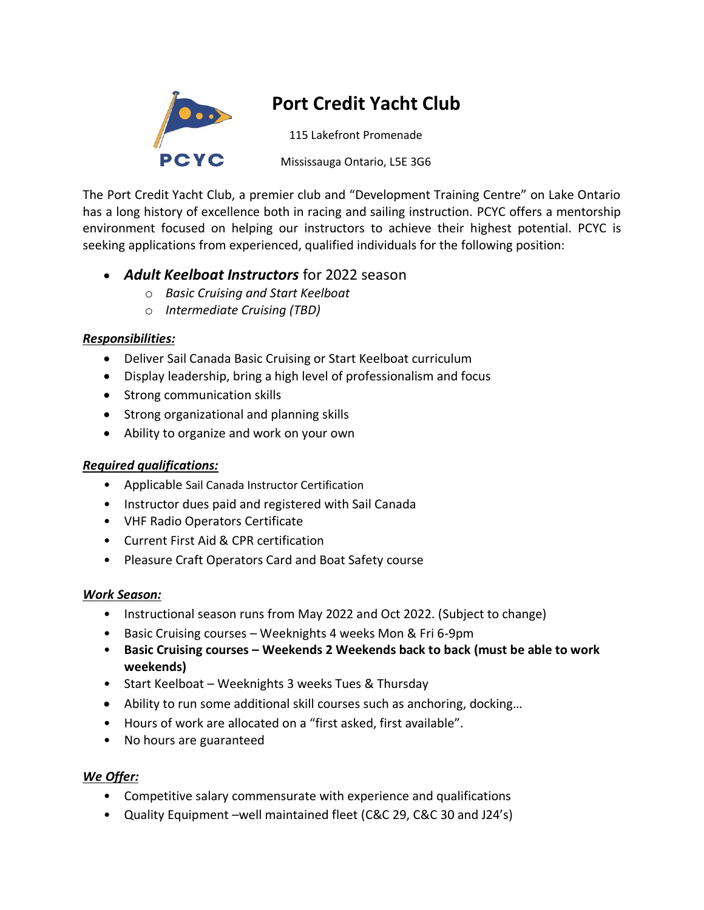# Port Credit Yacht Club

115 Lakefront Promenade

Mississauga Ontario, L5E 3G6

The Port Credit Yacht Club, a premier club and "Development Training Centre" on Lake Ontario has a long history of excellence both in racing and sailing instruction. PCYC offers a mentorship environment focused on helping our instructors to achieve their highest potential. PCYC is seeking applications from experienced, qualified individuals for the following position:

- ***Adult Keelboat Instructors*** for 2022 season
  - *Basic Cruising and Start Keelboat*
  - *Intermediate Cruising (TBD)*

***Responsibilities:***

- Deliver Sail Canada Basic Cruising or Start Keelboat curriculum
- Display leadership, bring a high level of professionalism and focus
- Strong communication skills
- Strong organizational and planning skills
- Ability to organize and work on your own

***Required qualifications:***

- Applicable Sail Canada Instructor Certification
- Instructor dues paid and registered with Sail Canada
- VHF Radio Operators Certificate
- Current First Aid & CPR certification
- Pleasure Craft Operators Card and Boat Safety course

***Work Season:***

- Instructional season runs from May 2022 and Oct 2022. (Subject to change)
- Basic Cruising courses – Weeknights 4 weeks Mon & Fri 6-9pm
- **Basic Cruising courses – Weekends 2 Weekends back to back (must be able to work weekends)**
- Start Keelboat – Weeknights 3 weeks Tues & Thursday
- Ability to run some additional skill courses such as anchoring, docking…
- Hours of work are allocated on a "first asked, first available".
- No hours are guaranteed

***We Offer:***

- Competitive salary commensurate with experience and qualifications
- Quality Equipment –well maintained fleet (C&C 29, C&C 30 and J24's)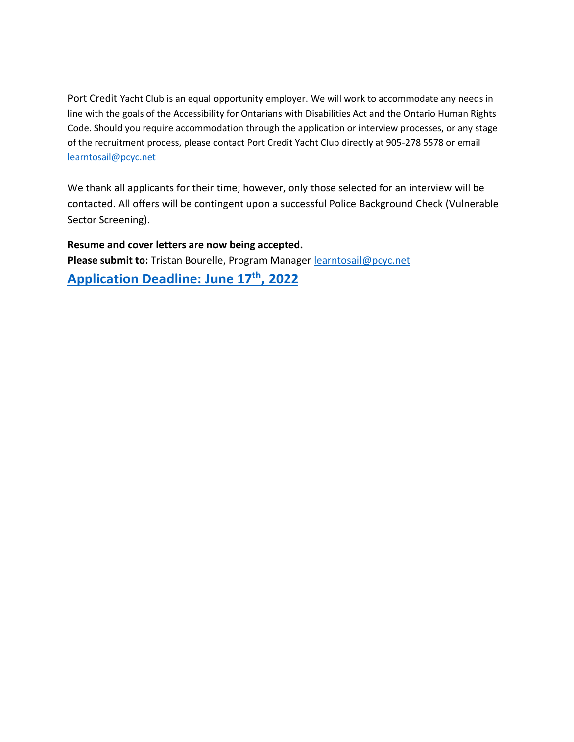Port Credit Yacht Club is an equal opportunity employer. We will work to accommodate any needs in line with the goals of the Accessibility for Ontarians with Disabilities Act and the Ontario Human Rights Code. Should you require accommodation through the application or interview processes, or any stage of the recruitment process, please contact Port Credit Yacht Club directly at 905-278 5578 or email learntosail@pcyc.net

We thank all applicants for their time; however, only those selected for an interview will be contacted. All offers will be contingent upon a successful Police Background Check (Vulnerable Sector Screening).

**Resume and cover letters are now being accepted.**
**Please submit to:** Tristan Bourelle, Program Manager learntosail@pcyc.net

**Application Deadline: June 17th, 2022**